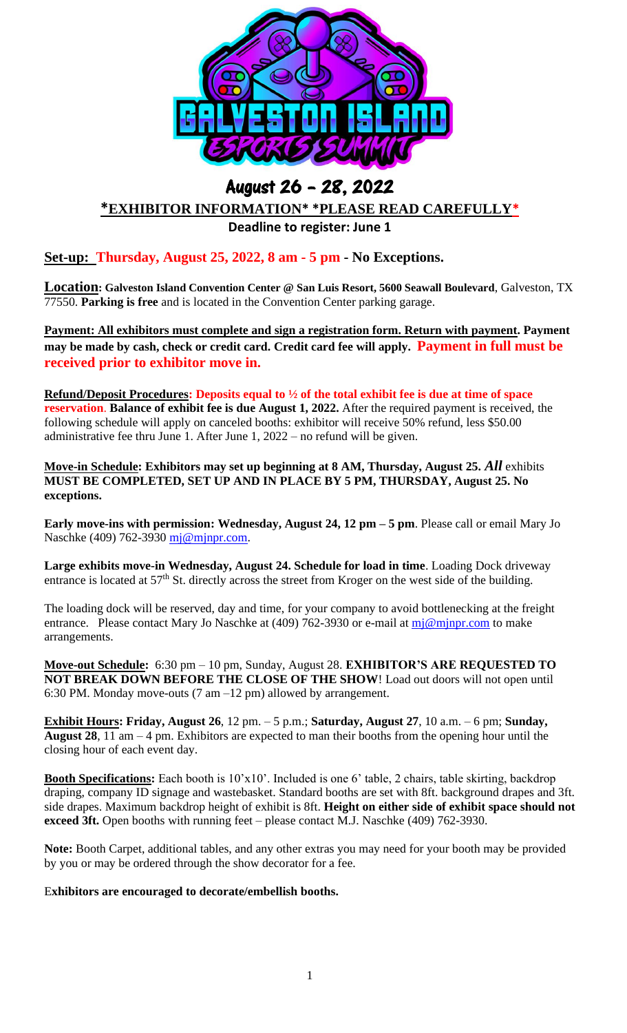# August 26 – 28, 2022

## *EXHIBITOR INFORMATION* *PLEASE READ CAREFULLY*

**Deadline to register: June 1**

**Set-up: Thursday, August 25, 2022, 8 am - 5 pm - No Exceptions.**

**Location: Galveston Island Convention Center @ San Luis Resort, 5600 Seawall Boulevard**, Galveston, TX 77550. **Parking is free** and is located in the Convention Center parking garage.

**Payment: All exhibitors must complete and sign a registration form. Return with payment. Payment may be made by cash, check or credit card. Credit card fee will apply. Payment in full must be received prior to exhibitor move in.**

**Refund/Deposit Procedures: Deposits equal to ½ of the total exhibit fee is due at time of space reservation**. **Balance of exhibit fee is due August 1, 2022.** After the required payment is received, the following schedule will apply on canceled booths: exhibitor will receive 50% refund, less $50.00 administrative fee thru June 1. After June 1, 2022 – no refund will be given.

**Move-in Schedule: Exhibitors may set up beginning at 8 AM, Thursday, August 25. *All* exhibits MUST BE COMPLETED, SET UP AND IN PLACE BY 5 PM, THURSDAY, August 25. No exceptions.**

**Early move-ins with permission: Wednesday, August 24, 12 pm – 5 pm**. Please call or email Mary Jo Naschke (409) 762-3930 mj@mjnpr.com.

**Large exhibits move-in Wednesday, August 24. Schedule for load in time**. Loading Dock driveway entrance is located at 57th St. directly across the street from Kroger on the west side of the building.

The loading dock will be reserved, day and time, for your company to avoid bottlenecking at the freight entrance. Please contact Mary Jo Naschke at (409) 762-3930 or e-mail at mj@mjnpr.com to make arrangements.

**Move-out Schedule:** 6:30 pm – 10 pm, Sunday, August 28. **EXHIBITOR'S ARE REQUESTED TO NOT BREAK DOWN BEFORE THE CLOSE OF THE SHOW**! Load out doors will not open until 6:30 PM. Monday move-outs (7 am –12 pm) allowed by arrangement.

**Exhibit Hours: Friday, August 26**, 12 pm. – 5 p.m.; **Saturday, August 27**, 10 a.m. – 6 pm; **Sunday, August 28**, 11 am – 4 pm. Exhibitors are expected to man their booths from the opening hour until the closing hour of each event day.

**Booth Specifications:** Each booth is 10'x10'. Included is one 6' table, 2 chairs, table skirting, backdrop draping, company ID signage and wastebasket. Standard booths are set with 8ft. background drapes and 3ft. side drapes. Maximum backdrop height of exhibit is 8ft. **Height on either side of exhibit space should not exceed 3ft.** Open booths with running feet – please contact M.J. Naschke (409) 762-3930.

**Note:** Booth Carpet, additional tables, and any other extras you may need for your booth may be provided by you or may be ordered through the show decorator for a fee.

**Exhibitors are encouraged to decorate/embellish booths.**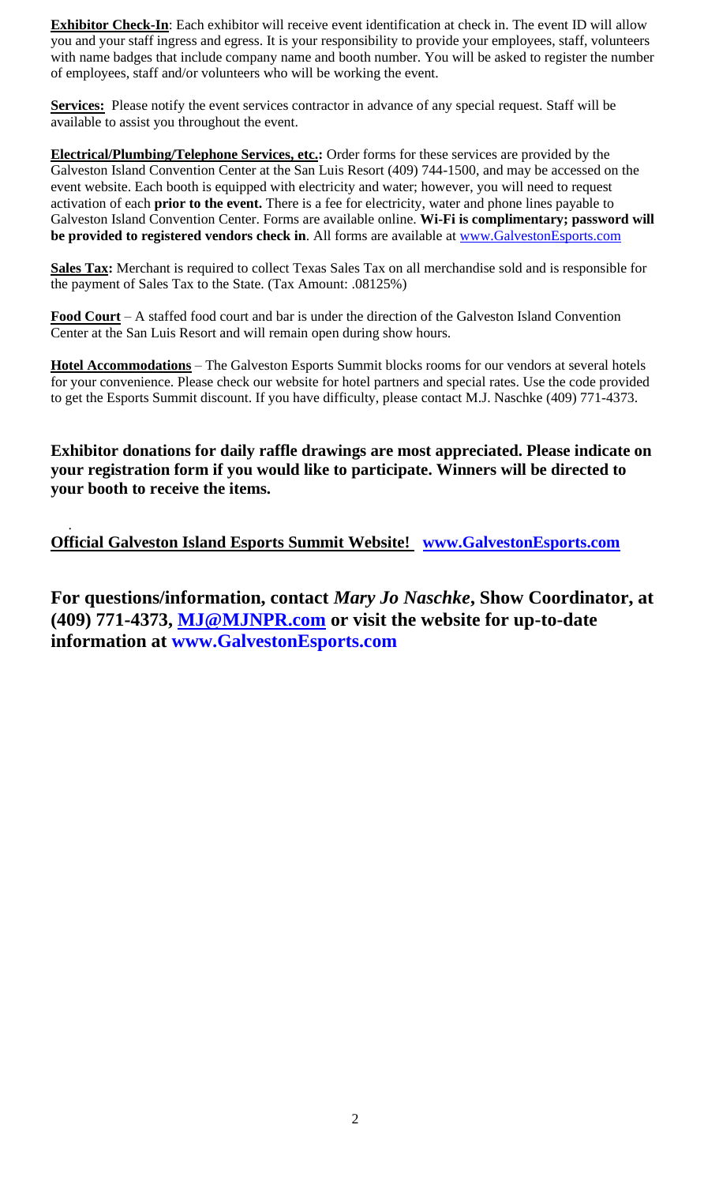**Exhibitor Check-In**: Each exhibitor will receive event identification at check in. The event ID will allow you and your staff ingress and egress. It is your responsibility to provide your employees, staff, volunteers with name badges that include company name and booth number. You will be asked to register the number of employees, staff and/or volunteers who will be working the event.

**Services:** Please notify the event services contractor in advance of any special request. Staff will be available to assist you throughout the event.

**Electrical/Plumbing/Telephone Services, etc.:** Order forms for these services are provided by the Galveston Island Convention Center at the San Luis Resort (409) 744-1500, and may be accessed on the event website. Each booth is equipped with electricity and water; however, you will need to request activation of each **prior to the event.** There is a fee for electricity, water and phone lines payable to Galveston Island Convention Center. Forms are available online. **Wi-Fi is complimentary; password will be provided to registered vendors check in**. All forms are available at www.GalvestonEsports.com

**Sales Tax:** Merchant is required to collect Texas Sales Tax on all merchandise sold and is responsible for the payment of Sales Tax to the State. (Tax Amount: .08125%)

**Food Court** – A staffed food court and bar is under the direction of the Galveston Island Convention Center at the San Luis Resort and will remain open during show hours.

**Hotel Accommodations** – The Galveston Esports Summit blocks rooms for our vendors at several hotels for your convenience. Please check our website for hotel partners and special rates. Use the code provided to get the Esports Summit discount. If you have difficulty, please contact M.J. Naschke (409) 771-4373.

**Exhibitor donations for daily raffle drawings are most appreciated. Please indicate on your registration form if you would like to participate. Winners will be directed to your booth to receive the items.**

**Official Galveston Island Esports Summit Website! www.GalvestonEsports.com**

**For questions/information, contact *Mary Jo Naschke*, Show Coordinator, at (409) 771-4373, MJ@MJNPR.com or visit the website for up-to-date information at www.GalvestonEsports.com**